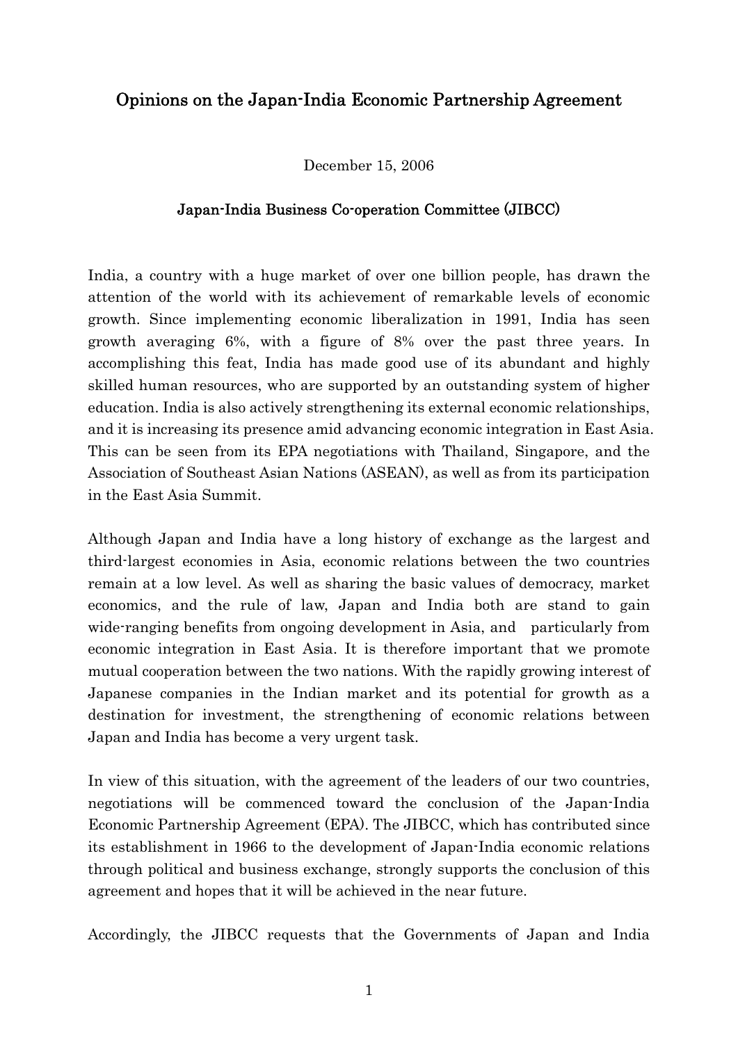# Opinions on the Japan-India Economic Partnership Agreement

December 15, 2006

**Japan-India Business Co-operation Committee (JIBCC)**

India, a country with a huge market of over one billion people, has drawn the attention of the world with its achievement of remarkable levels of economic growth. Since implementing economic liberalization in 1991, India has seen growth averaging 6%, with a figure of 8% over the past three years. In accomplishing this feat, India has made good use of its abundant and highly skilled human resources, who are supported by an outstanding system of higher education. India is also actively strengthening its external economic relationships, and it is increasing its presence amid advancing economic integration in East Asia. This can be seen from its EPA negotiations with Thailand, Singapore, and the Association of Southeast Asian Nations (ASEAN), as well as from its participation in the East Asia Summit.

Although Japan and India have a long history of exchange as the largest and third-largest economies in Asia, economic relations between the two countries remain at a low level. As well as sharing the basic values of democracy, market economics, and the rule of law, Japan and India both are stand to gain wide-ranging benefits from ongoing development in Asia, and particularly from economic integration in East Asia. It is therefore important that we promote mutual cooperation between the two nations. With the rapidly growing interest of Japanese companies in the Indian market and its potential for growth as a destination for investment, the strengthening of economic relations between Japan and India has become a very urgent task.

In view of this situation, with the agreement of the leaders of our two countries, negotiations will be commenced toward the conclusion of the Japan-India Economic Partnership Agreement (EPA). The JIBCC, which has contributed since its establishment in 1966 to the development of Japan-India economic relations through political and business exchange, strongly supports the conclusion of this agreement and hopes that it will be achieved in the near future.

Accordingly, the JIBCC requests that the Governments of Japan and India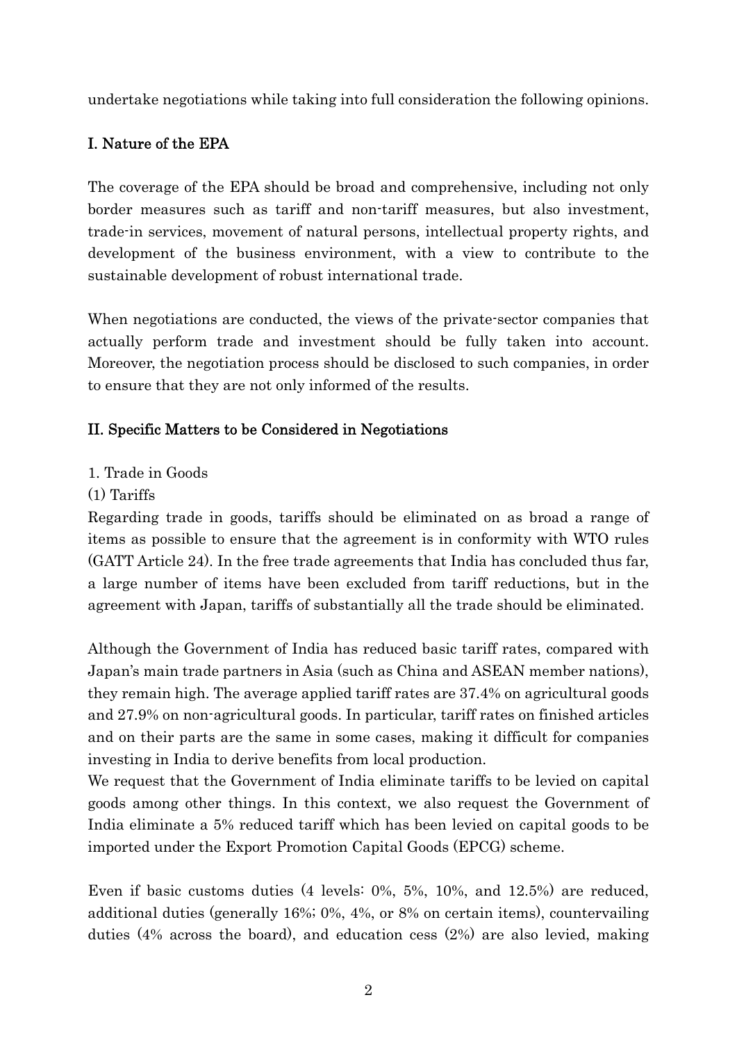undertake negotiations while taking into full consideration the following opinions.

## I. Nature of the EPA

The coverage of the EPA should be broad and comprehensive, including not only border measures such as tariff and non-tariff measures, but also investment, trade-in services, movement of natural persons, intellectual property rights, and development of the business environment, with a view to contribute to the sustainable development of robust international trade.

When negotiations are conducted, the views of the private-sector companies that actually perform trade and investment should be fully taken into account. Moreover, the negotiation process should be disclosed to such companies, in order to ensure that they are not only informed of the results.

## II. Specific Matters to be Considered in Negotiations

### 1. Trade in Goods

#### (1) Tariffs

Regarding trade in goods, tariffs should be eliminated on as broad a range of items as possible to ensure that the agreement is in conformity with WTO rules (GATT Article 24). In the free trade agreements that India has concluded thus far, a large number of items have been excluded from tariff reductions, but in the agreement with Japan, tariffs of substantially all the trade should be eliminated.

Although the Government of India has reduced basic tariff rates, compared with Japan's main trade partners in Asia (such as China and ASEAN member nations), they remain high. The average applied tariff rates are 37.4% on agricultural goods and 27.9% on non-agricultural goods. In particular, tariff rates on finished articles and on their parts are the same in some cases, making it difficult for companies investing in India to derive benefits from local production.
We request that the Government of India eliminate tariffs to be levied on capital goods among other things. In this context, we also request the Government of India eliminate a 5% reduced tariff which has been levied on capital goods to be imported under the Export Promotion Capital Goods (EPCG) scheme.

Even if basic customs duties (4 levels: 0%, 5%, 10%, and 12.5%) are reduced, additional duties (generally 16%; 0%, 4%, or 8% on certain items), countervailing duties (4% across the board), and education cess (2%) are also levied, making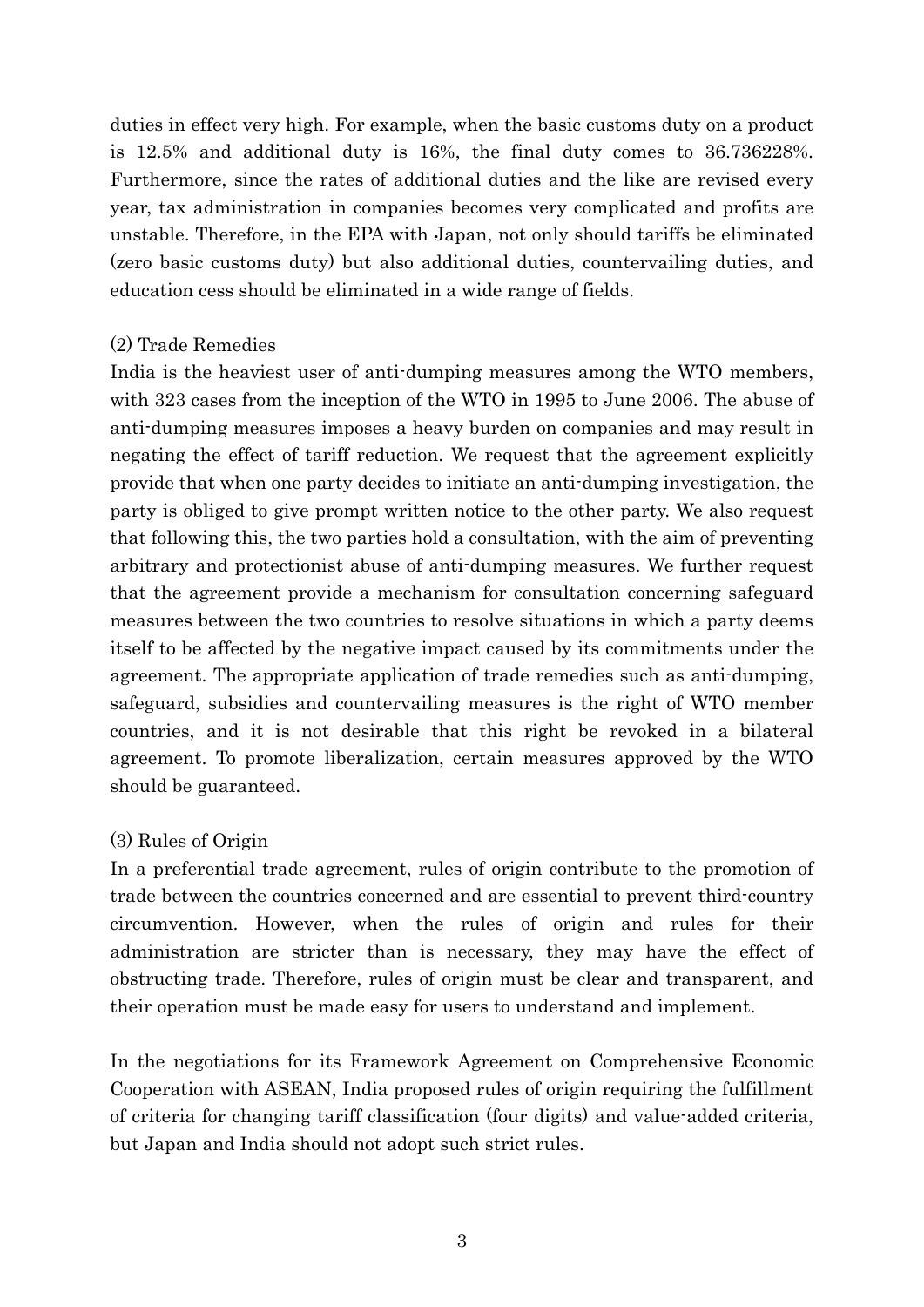duties in effect very high. For example, when the basic customs duty on a product is 12.5% and additional duty is 16%, the final duty comes to 36.736228%. Furthermore, since the rates of additional duties and the like are revised every year, tax administration in companies becomes very complicated and profits are unstable. Therefore, in the EPA with Japan, not only should tariffs be eliminated (zero basic customs duty) but also additional duties, countervailing duties, and education cess should be eliminated in a wide range of fields.

### (2) Trade Remedies

India is the heaviest user of anti-dumping measures among the WTO members, with 323 cases from the inception of the WTO in 1995 to June 2006. The abuse of anti-dumping measures imposes a heavy burden on companies and may result in negating the effect of tariff reduction. We request that the agreement explicitly provide that when one party decides to initiate an anti-dumping investigation, the party is obliged to give prompt written notice to the other party. We also request that following this, the two parties hold a consultation, with the aim of preventing arbitrary and protectionist abuse of anti-dumping measures. We further request that the agreement provide a mechanism for consultation concerning safeguard measures between the two countries to resolve situations in which a party deems itself to be affected by the negative impact caused by its commitments under the agreement. The appropriate application of trade remedies such as anti-dumping, safeguard, subsidies and countervailing measures is the right of WTO member countries, and it is not desirable that this right be revoked in a bilateral agreement. To promote liberalization, certain measures approved by the WTO should be guaranteed.

### (3) Rules of Origin

In a preferential trade agreement, rules of origin contribute to the promotion of trade between the countries concerned and are essential to prevent third-country circumvention. However, when the rules of origin and rules for their administration are stricter than is necessary, they may have the effect of obstructing trade. Therefore, rules of origin must be clear and transparent, and their operation must be made easy for users to understand and implement.

In the negotiations for its Framework Agreement on Comprehensive Economic Cooperation with ASEAN, India proposed rules of origin requiring the fulfillment of criteria for changing tariff classification (four digits) and value-added criteria, but Japan and India should not adopt such strict rules.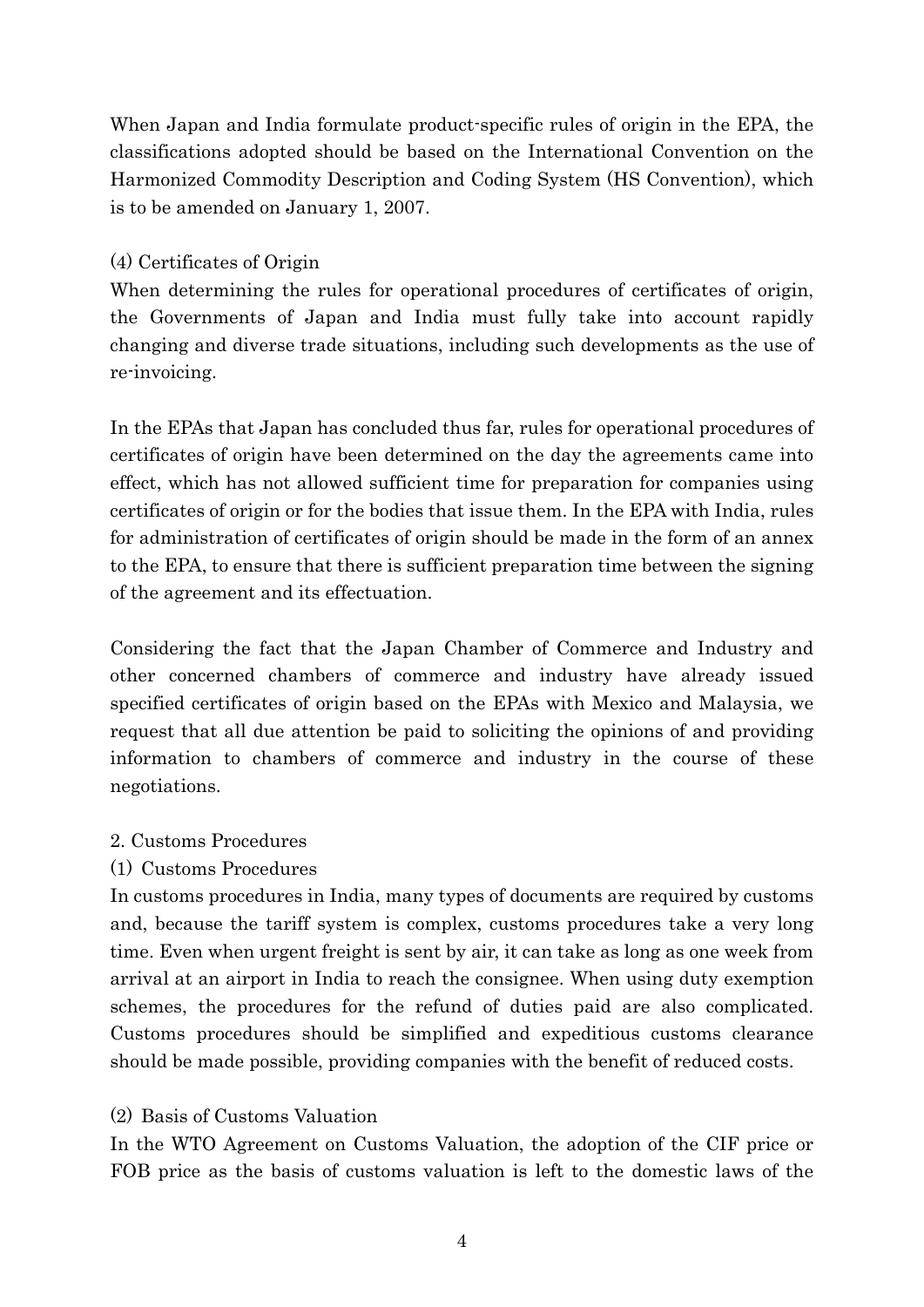When Japan and India formulate product-specific rules of origin in the EPA, the classifications adopted should be based on the International Convention on the Harmonized Commodity Description and Coding System (HS Convention), which is to be amended on January 1, 2007.

### (4) Certificates of Origin

When determining the rules for operational procedures of certificates of origin, the Governments of Japan and India must fully take into account rapidly changing and diverse trade situations, including such developments as the use of re-invoicing.

In the EPAs that Japan has concluded thus far, rules for operational procedures of certificates of origin have been determined on the day the agreements came into effect, which has not allowed sufficient time for preparation for companies using certificates of origin or for the bodies that issue them. In the EPA with India, rules for administration of certificates of origin should be made in the form of an annex to the EPA, to ensure that there is sufficient preparation time between the signing of the agreement and its effectuation.

Considering the fact that the Japan Chamber of Commerce and Industry and other concerned chambers of commerce and industry have already issued specified certificates of origin based on the EPAs with Mexico and Malaysia, we request that all due attention be paid to soliciting the opinions of and providing information to chambers of commerce and industry in the course of these negotiations.

## 2. Customs Procedures

### (1) Customs Procedures

In customs procedures in India, many types of documents are required by customs and, because the tariff system is complex, customs procedures take a very long time. Even when urgent freight is sent by air, it can take as long as one week from arrival at an airport in India to reach the consignee. When using duty exemption schemes, the procedures for the refund of duties paid are also complicated. Customs procedures should be simplified and expeditious customs clearance should be made possible, providing companies with the benefit of reduced costs.

### (2) Basis of Customs Valuation

In the WTO Agreement on Customs Valuation, the adoption of the CIF price or FOB price as the basis of customs valuation is left to the domestic laws of the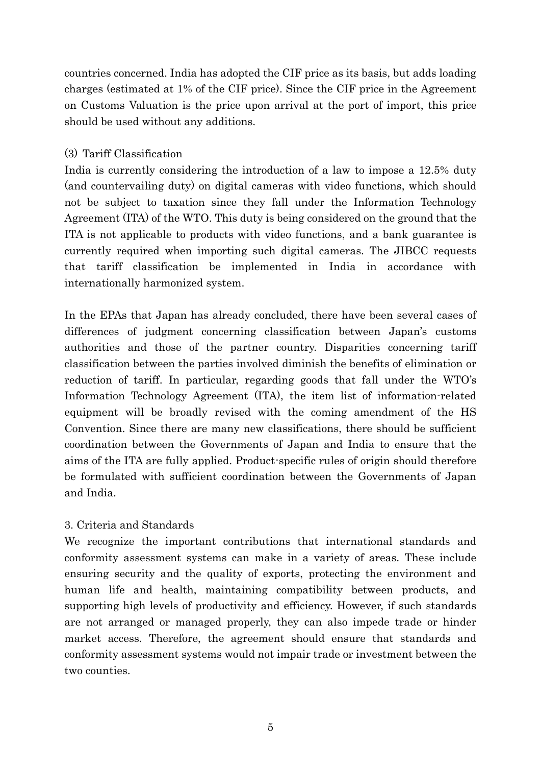countries concerned. India has adopted the CIF price as its basis, but adds loading charges (estimated at 1% of the CIF price). Since the CIF price in the Agreement on Customs Valuation is the price upon arrival at the port of import, this price should be used without any additions.

### (3) Tariff Classification

India is currently considering the introduction of a law to impose a 12.5% duty (and countervailing duty) on digital cameras with video functions, which should not be subject to taxation since they fall under the Information Technology Agreement (ITA) of the WTO. This duty is being considered on the ground that the ITA is not applicable to products with video functions, and a bank guarantee is currently required when importing such digital cameras. The JIBCC requests that tariff classification be implemented in India in accordance with internationally harmonized system.

In the EPAs that Japan has already concluded, there have been several cases of differences of judgment concerning classification between Japan's customs authorities and those of the partner country. Disparities concerning tariff classification between the parties involved diminish the benefits of elimination or reduction of tariff. In particular, regarding goods that fall under the WTO's Information Technology Agreement (ITA), the item list of information-related equipment will be broadly revised with the coming amendment of the HS Convention. Since there are many new classifications, there should be sufficient coordination between the Governments of Japan and India to ensure that the aims of the ITA are fully applied. Product-specific rules of origin should therefore be formulated with sufficient coordination between the Governments of Japan and India.

## 3. Criteria and Standards

We recognize the important contributions that international standards and conformity assessment systems can make in a variety of areas. These include ensuring security and the quality of exports, protecting the environment and human life and health, maintaining compatibility between products, and supporting high levels of productivity and efficiency. However, if such standards are not arranged or managed properly, they can also impede trade or hinder market access. Therefore, the agreement should ensure that standards and conformity assessment systems would not impair trade or investment between the two counties.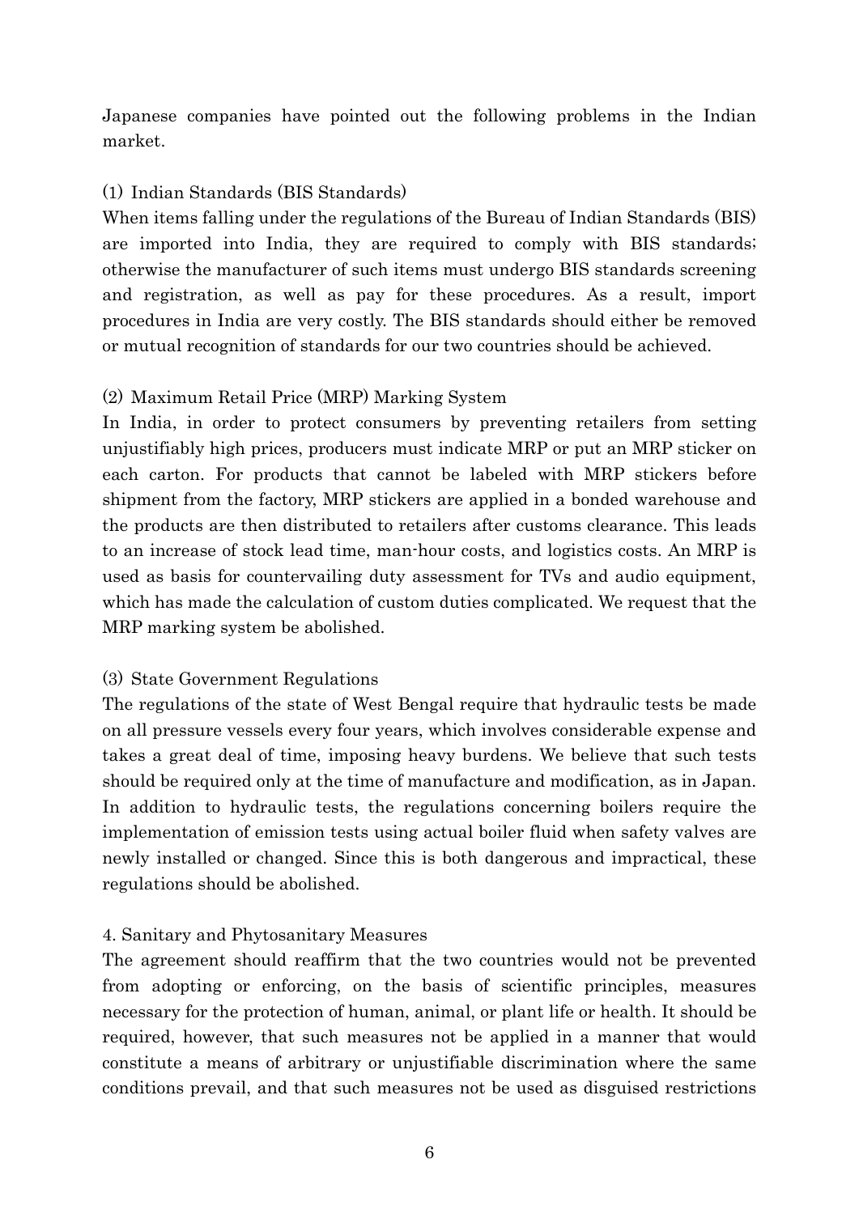Japanese companies have pointed out the following problems in the Indian market.

(1) Indian Standards (BIS Standards)

When items falling under the regulations of the Bureau of Indian Standards (BIS) are imported into India, they are required to comply with BIS standards; otherwise the manufacturer of such items must undergo BIS standards screening and registration, as well as pay for these procedures. As a result, import procedures in India are very costly. The BIS standards should either be removed or mutual recognition of standards for our two countries should be achieved.

(2) Maximum Retail Price (MRP) Marking System

In India, in order to protect consumers by preventing retailers from setting unjustifiably high prices, producers must indicate MRP or put an MRP sticker on each carton. For products that cannot be labeled with MRP stickers before shipment from the factory, MRP stickers are applied in a bonded warehouse and the products are then distributed to retailers after customs clearance. This leads to an increase of stock lead time, man-hour costs, and logistics costs. An MRP is used as basis for countervailing duty assessment for TVs and audio equipment, which has made the calculation of custom duties complicated. We request that the MRP marking system be abolished.

(3) State Government Regulations

The regulations of the state of West Bengal require that hydraulic tests be made on all pressure vessels every four years, which involves considerable expense and takes a great deal of time, imposing heavy burdens. We believe that such tests should be required only at the time of manufacture and modification, as in Japan. In addition to hydraulic tests, the regulations concerning boilers require the implementation of emission tests using actual boiler fluid when safety valves are newly installed or changed. Since this is both dangerous and impractical, these regulations should be abolished.

4. Sanitary and Phytosanitary Measures

The agreement should reaffirm that the two countries would not be prevented from adopting or enforcing, on the basis of scientific principles, measures necessary for the protection of human, animal, or plant life or health. It should be required, however, that such measures not be applied in a manner that would constitute a means of arbitrary or unjustifiable discrimination where the same conditions prevail, and that such measures not be used as disguised restrictions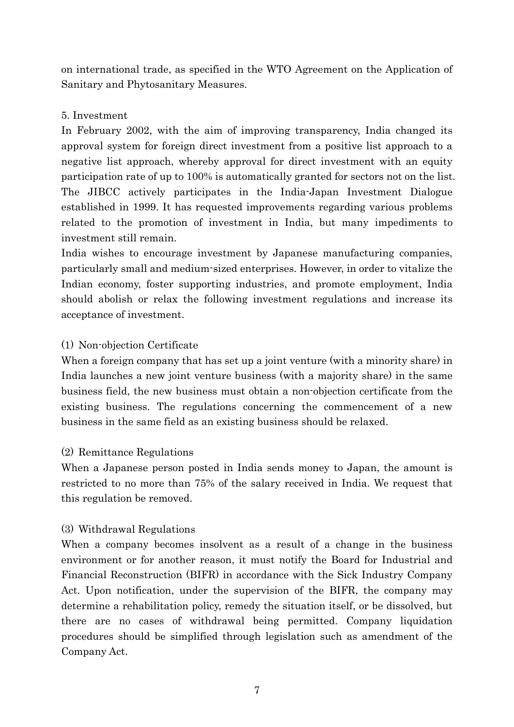on international trade, as specified in the WTO Agreement on the Application of Sanitary and Phytosanitary Measures.

## 5. Investment

In February 2002, with the aim of improving transparency, India changed its approval system for foreign direct investment from a positive list approach to a negative list approach, whereby approval for direct investment with an equity participation rate of up to 100% is automatically granted for sectors not on the list. The JIBCC actively participates in the India-Japan Investment Dialogue established in 1999. It has requested improvements regarding various problems related to the promotion of investment in India, but many impediments to investment still remain.

India wishes to encourage investment by Japanese manufacturing companies, particularly small and medium-sized enterprises. However, in order to vitalize the Indian economy, foster supporting industries, and promote employment, India should abolish or relax the following investment regulations and increase its acceptance of investment.

### (1) Non-objection Certificate

When a foreign company that has set up a joint venture (with a minority share) in India launches a new joint venture business (with a majority share) in the same business field, the new business must obtain a non-objection certificate from the existing business. The regulations concerning the commencement of a new business in the same field as an existing business should be relaxed.

### (2) Remittance Regulations

When a Japanese person posted in India sends money to Japan, the amount is restricted to no more than 75% of the salary received in India. We request that this regulation be removed.

### (3) Withdrawal Regulations

When a company becomes insolvent as a result of a change in the business environment or for another reason, it must notify the Board for Industrial and Financial Reconstruction (BIFR) in accordance with the Sick Industry Company Act. Upon notification, under the supervision of the BIFR, the company may determine a rehabilitation policy, remedy the situation itself, or be dissolved, but there are no cases of withdrawal being permitted. Company liquidation procedures should be simplified through legislation such as amendment of the Company Act.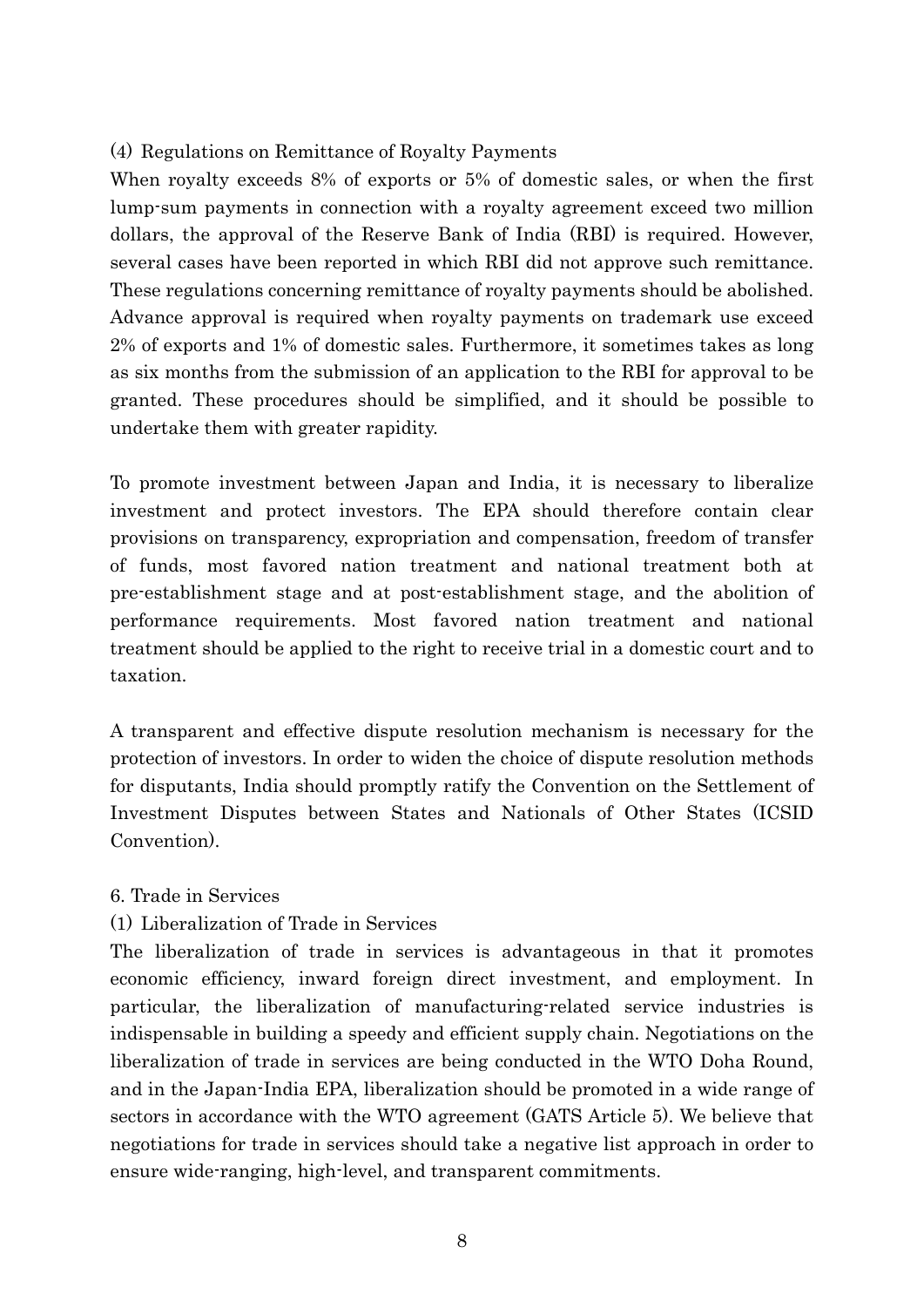### (4) Regulations on Remittance of Royalty Payments

When royalty exceeds 8% of exports or 5% of domestic sales, or when the first lump-sum payments in connection with a royalty agreement exceed two million dollars, the approval of the Reserve Bank of India (RBI) is required. However, several cases have been reported in which RBI did not approve such remittance. These regulations concerning remittance of royalty payments should be abolished. Advance approval is required when royalty payments on trademark use exceed 2% of exports and 1% of domestic sales. Furthermore, it sometimes takes as long as six months from the submission of an application to the RBI for approval to be granted. These procedures should be simplified, and it should be possible to undertake them with greater rapidity.

To promote investment between Japan and India, it is necessary to liberalize investment and protect investors. The EPA should therefore contain clear provisions on transparency, expropriation and compensation, freedom of transfer of funds, most favored nation treatment and national treatment both at pre-establishment stage and at post-establishment stage, and the abolition of performance requirements. Most favored nation treatment and national treatment should be applied to the right to receive trial in a domestic court and to taxation.

A transparent and effective dispute resolution mechanism is necessary for the protection of investors. In order to widen the choice of dispute resolution methods for disputants, India should promptly ratify the Convention on the Settlement of Investment Disputes between States and Nationals of Other States (ICSID Convention).

## 6. Trade in Services

### (1) Liberalization of Trade in Services

The liberalization of trade in services is advantageous in that it promotes economic efficiency, inward foreign direct investment, and employment. In particular, the liberalization of manufacturing-related service industries is indispensable in building a speedy and efficient supply chain. Negotiations on the liberalization of trade in services are being conducted in the WTO Doha Round, and in the Japan-India EPA, liberalization should be promoted in a wide range of sectors in accordance with the WTO agreement (GATS Article 5). We believe that negotiations for trade in services should take a negative list approach in order to ensure wide-ranging, high-level, and transparent commitments.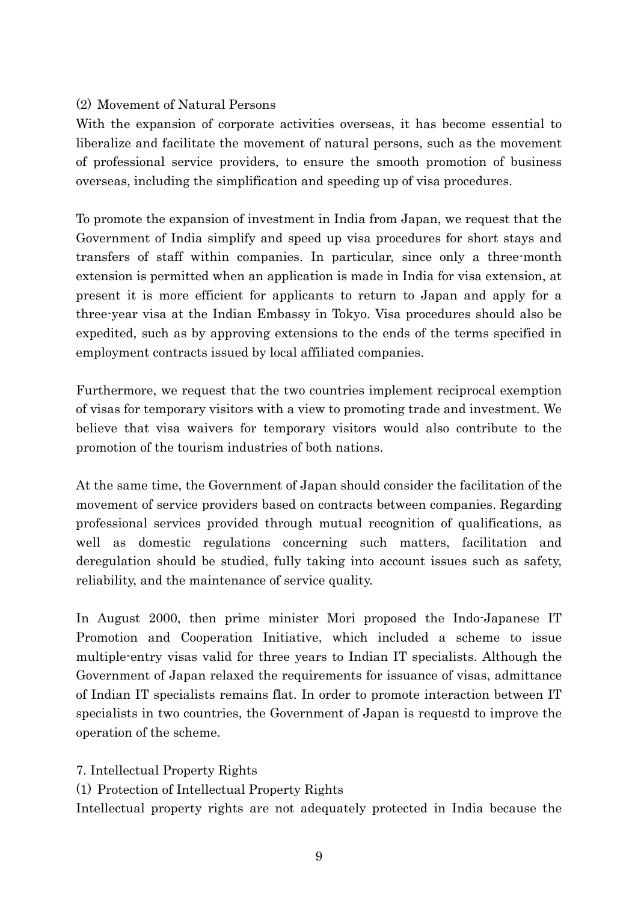### (2) Movement of Natural Persons

With the expansion of corporate activities overseas, it has become essential to liberalize and facilitate the movement of natural persons, such as the movement of professional service providers, to ensure the smooth promotion of business overseas, including the simplification and speeding up of visa procedures.

To promote the expansion of investment in India from Japan, we request that the Government of India simplify and speed up visa procedures for short stays and transfers of staff within companies. In particular, since only a three-month extension is permitted when an application is made in India for visa extension, at present it is more efficient for applicants to return to Japan and apply for a three-year visa at the Indian Embassy in Tokyo. Visa procedures should also be expedited, such as by approving extensions to the ends of the terms specified in employment contracts issued by local affiliated companies.

Furthermore, we request that the two countries implement reciprocal exemption of visas for temporary visitors with a view to promoting trade and investment. We believe that visa waivers for temporary visitors would also contribute to the promotion of the tourism industries of both nations.

At the same time, the Government of Japan should consider the facilitation of the movement of service providers based on contracts between companies. Regarding professional services provided through mutual recognition of qualifications, as well as domestic regulations concerning such matters, facilitation and deregulation should be studied, fully taking into account issues such as safety, reliability, and the maintenance of service quality.

In August 2000, then prime minister Mori proposed the Indo-Japanese IT Promotion and Cooperation Initiative, which included a scheme to issue multiple-entry visas valid for three years to Indian IT specialists. Although the Government of Japan relaxed the requirements for issuance of visas, admittance of Indian IT specialists remains flat. In order to promote interaction between IT specialists in two countries, the Government of Japan is requestd to improve the operation of the scheme.

## 7. Intellectual Property Rights

### (1) Protection of Intellectual Property Rights

Intellectual property rights are not adequately protected in India because the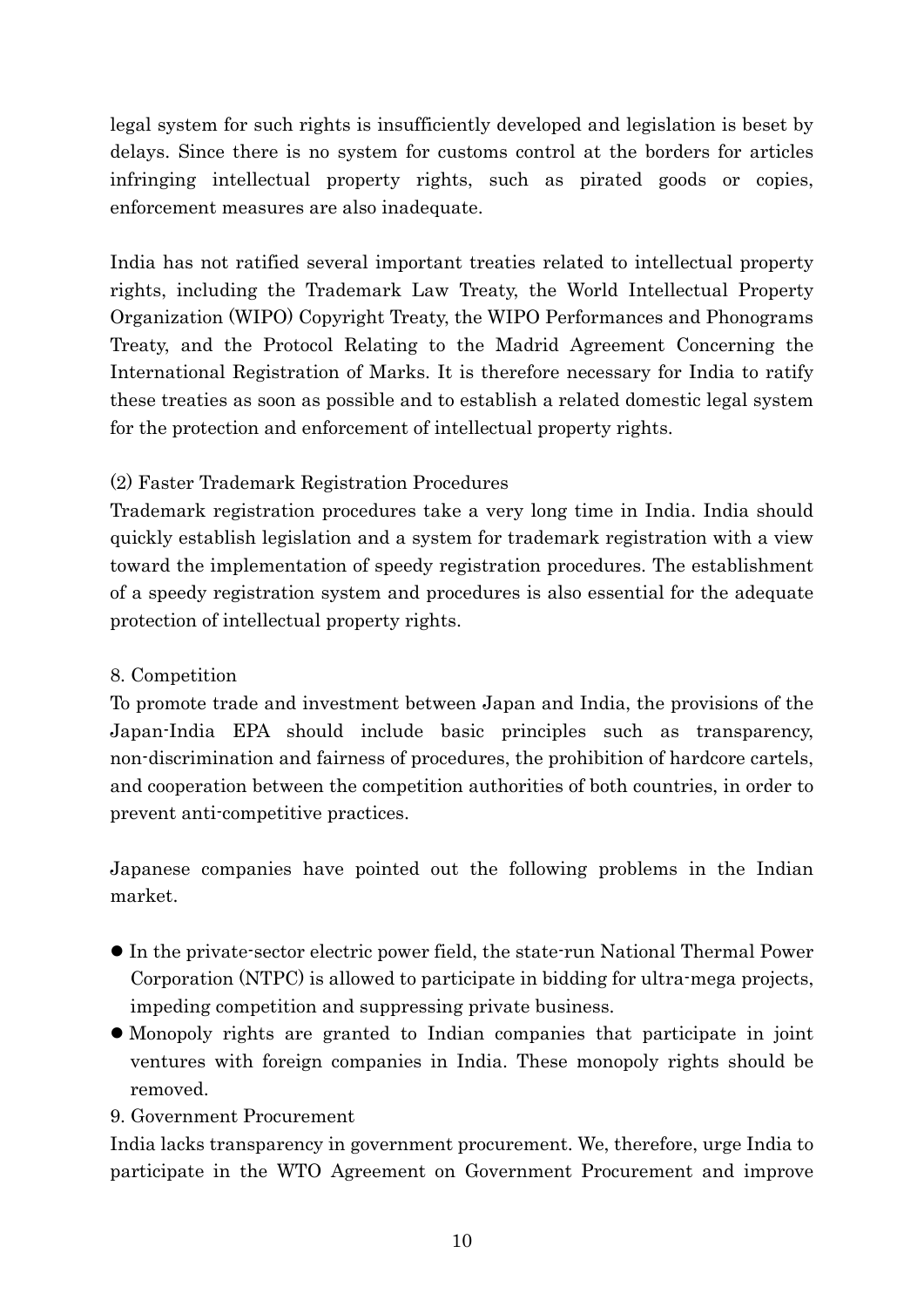legal system for such rights is insufficiently developed and legislation is beset by delays. Since there is no system for customs control at the borders for articles infringing intellectual property rights, such as pirated goods or copies, enforcement measures are also inadequate.

India has not ratified several important treaties related to intellectual property rights, including the Trademark Law Treaty, the World Intellectual Property Organization (WIPO) Copyright Treaty, the WIPO Performances and Phonograms Treaty, and the Protocol Relating to the Madrid Agreement Concerning the International Registration of Marks. It is therefore necessary for India to ratify these treaties as soon as possible and to establish a related domestic legal system for the protection and enforcement of intellectual property rights.

### (2) Faster Trademark Registration Procedures

Trademark registration procedures take a very long time in India. India should quickly establish legislation and a system for trademark registration with a view toward the implementation of speedy registration procedures. The establishment of a speedy registration system and procedures is also essential for the adequate protection of intellectual property rights.

## 8. Competition

To promote trade and investment between Japan and India, the provisions of the Japan-India EPA should include basic principles such as transparency, non-discrimination and fairness of procedures, the prohibition of hardcore cartels, and cooperation between the competition authorities of both countries, in order to prevent anti-competitive practices.

Japanese companies have pointed out the following problems in the Indian market.

- In the private-sector electric power field, the state-run National Thermal Power Corporation (NTPC) is allowed to participate in bidding for ultra-mega projects, impeding competition and suppressing private business.
- Monopoly rights are granted to Indian companies that participate in joint ventures with foreign companies in India. These monopoly rights should be removed.

## 9. Government Procurement

India lacks transparency in government procurement. We, therefore, urge India to participate in the WTO Agreement on Government Procurement and improve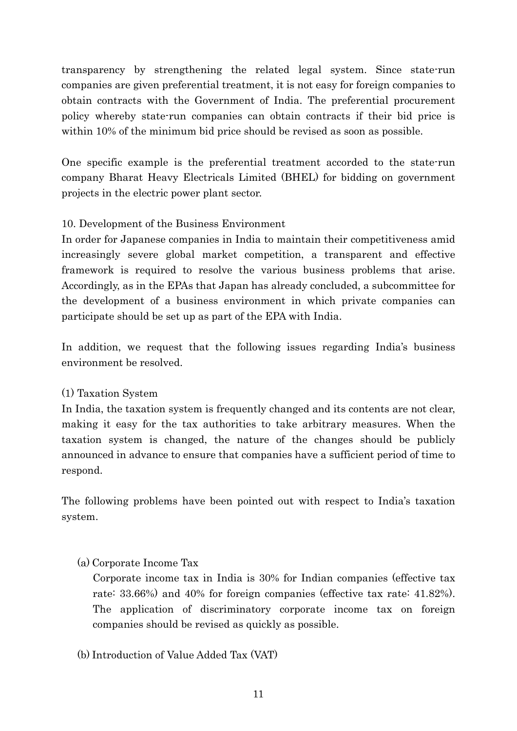transparency by strengthening the related legal system. Since state-run companies are given preferential treatment, it is not easy for foreign companies to obtain contracts with the Government of India. The preferential procurement policy whereby state-run companies can obtain contracts if their bid price is within 10% of the minimum bid price should be revised as soon as possible.

One specific example is the preferential treatment accorded to the state-run company Bharat Heavy Electricals Limited (BHEL) for bidding on government projects in the electric power plant sector.

## 10. Development of the Business Environment

In order for Japanese companies in India to maintain their competitiveness amid increasingly severe global market competition, a transparent and effective framework is required to resolve the various business problems that arise. Accordingly, as in the EPAs that Japan has already concluded, a subcommittee for the development of a business environment in which private companies can participate should be set up as part of the EPA with India.

In addition, we request that the following issues regarding India's business environment be resolved.

### (1) Taxation System

In India, the taxation system is frequently changed and its contents are not clear, making it easy for the tax authorities to take arbitrary measures. When the taxation system is changed, the nature of the changes should be publicly announced in advance to ensure that companies have a sufficient period of time to respond.

The following problems have been pointed out with respect to India's taxation system.

#### (a) Corporate Income Tax

Corporate income tax in India is 30% for Indian companies (effective tax rate: 33.66%) and 40% for foreign companies (effective tax rate: 41.82%). The application of discriminatory corporate income tax on foreign companies should be revised as quickly as possible.

#### (b) Introduction of Value Added Tax (VAT)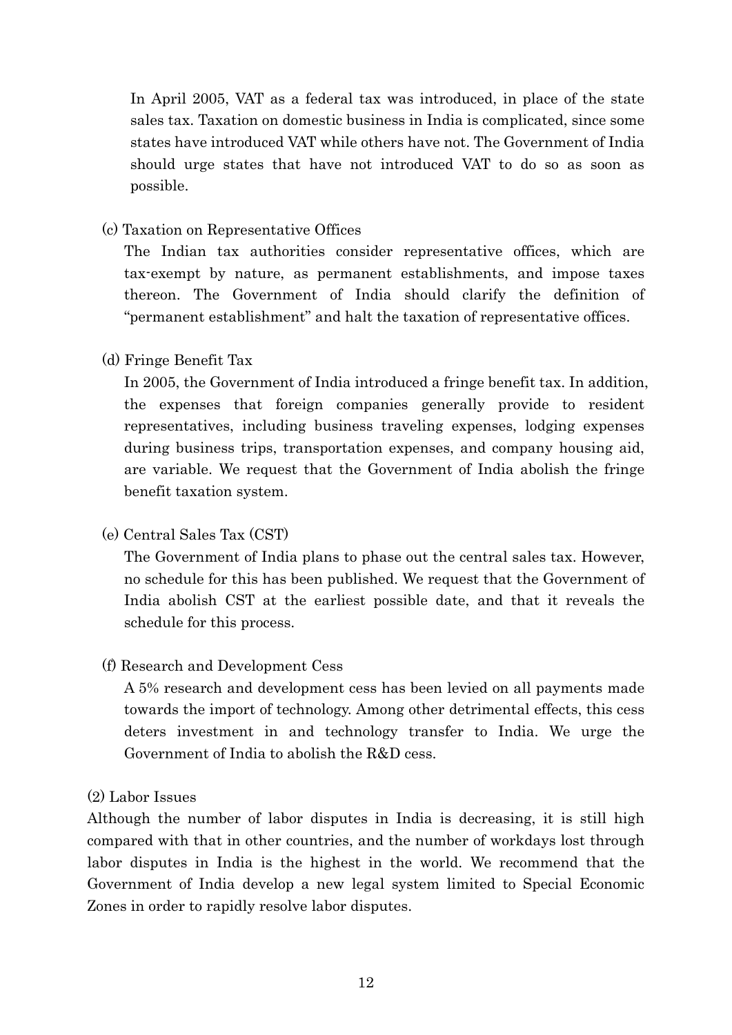In April 2005, VAT as a federal tax was introduced, in place of the state sales tax. Taxation on domestic business in India is complicated, since some states have introduced VAT while others have not. The Government of India should urge states that have not introduced VAT to do so as soon as possible.

(c) Taxation on Representative Offices

The Indian tax authorities consider representative offices, which are tax-exempt by nature, as permanent establishments, and impose taxes thereon. The Government of India should clarify the definition of "permanent establishment" and halt the taxation of representative offices.

(d) Fringe Benefit Tax

In 2005, the Government of India introduced a fringe benefit tax. In addition, the expenses that foreign companies generally provide to resident representatives, including business traveling expenses, lodging expenses during business trips, transportation expenses, and company housing aid, are variable. We request that the Government of India abolish the fringe benefit taxation system.

(e) Central Sales Tax (CST)

The Government of India plans to phase out the central sales tax. However, no schedule for this has been published. We request that the Government of India abolish CST at the earliest possible date, and that it reveals the schedule for this process.

(f) Research and Development Cess

A 5% research and development cess has been levied on all payments made towards the import of technology. Among other detrimental effects, this cess deters investment in and technology transfer to India. We urge the Government of India to abolish the R&D cess.

(2) Labor Issues

Although the number of labor disputes in India is decreasing, it is still high compared with that in other countries, and the number of workdays lost through labor disputes in India is the highest in the world. We recommend that the Government of India develop a new legal system limited to Special Economic Zones in order to rapidly resolve labor disputes.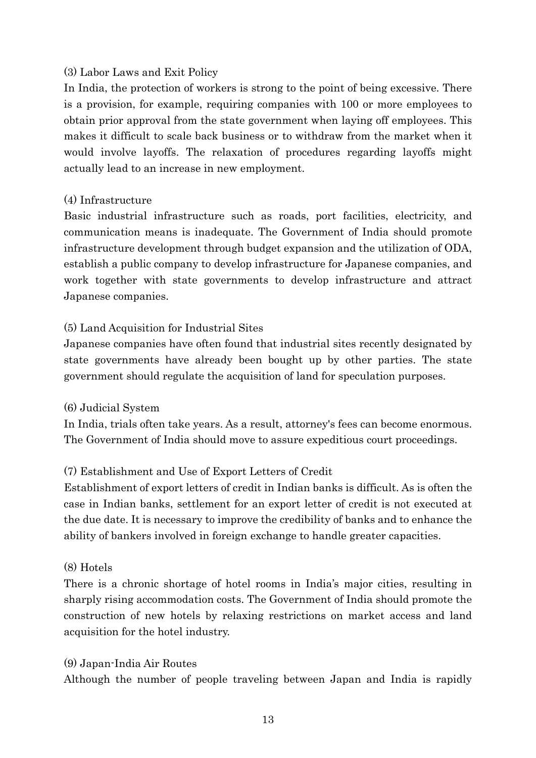### (3) Labor Laws and Exit Policy

In India, the protection of workers is strong to the point of being excessive. There is a provision, for example, requiring companies with 100 or more employees to obtain prior approval from the state government when laying off employees. This makes it difficult to scale back business or to withdraw from the market when it would involve layoffs. The relaxation of procedures regarding layoffs might actually lead to an increase in new employment.

### (4) Infrastructure

Basic industrial infrastructure such as roads, port facilities, electricity, and communication means is inadequate. The Government of India should promote infrastructure development through budget expansion and the utilization of ODA, establish a public company to develop infrastructure for Japanese companies, and work together with state governments to develop infrastructure and attract Japanese companies.

### (5) Land Acquisition for Industrial Sites

Japanese companies have often found that industrial sites recently designated by state governments have already been bought up by other parties. The state government should regulate the acquisition of land for speculation purposes.

### (6) Judicial System

In India, trials often take years. As a result, attorney's fees can become enormous. The Government of India should move to assure expeditious court proceedings.

### (7) Establishment and Use of Export Letters of Credit

Establishment of export letters of credit in Indian banks is difficult. As is often the case in Indian banks, settlement for an export letter of credit is not executed at the due date. It is necessary to improve the credibility of banks and to enhance the ability of bankers involved in foreign exchange to handle greater capacities.

### (8) Hotels

There is a chronic shortage of hotel rooms in India's major cities, resulting in sharply rising accommodation costs. The Government of India should promote the construction of new hotels by relaxing restrictions on market access and land acquisition for the hotel industry.

### (9) Japan-India Air Routes

Although the number of people traveling between Japan and India is rapidly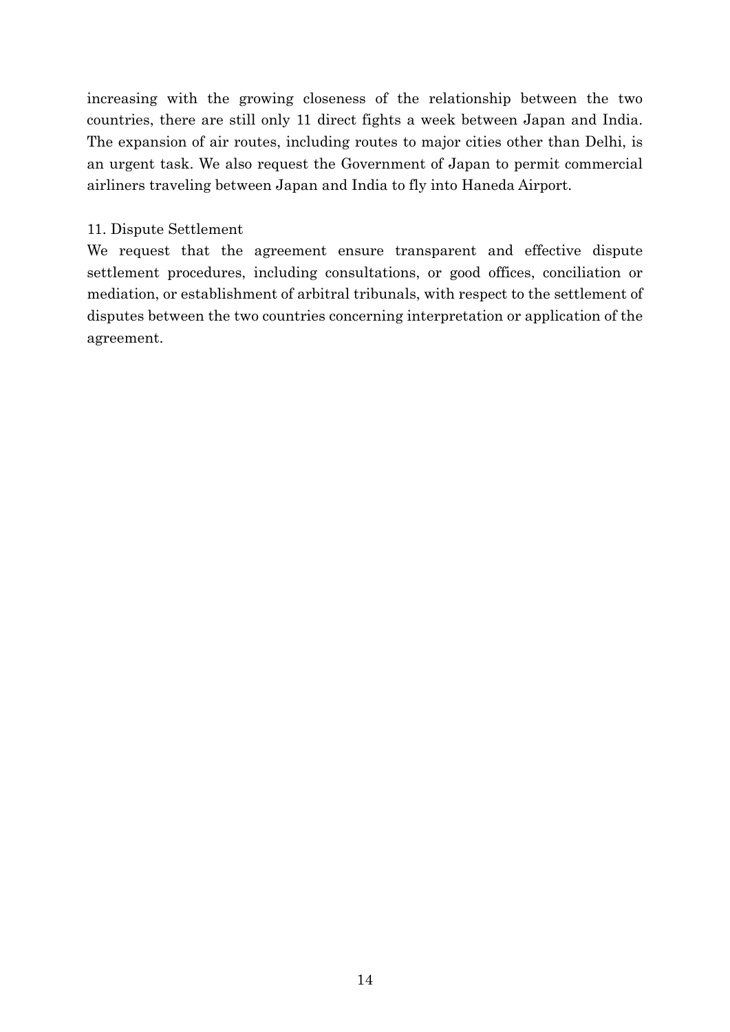increasing with the growing closeness of the relationship between the two countries, there are still only 11 direct fights a week between Japan and India. The expansion of air routes, including routes to major cities other than Delhi, is an urgent task. We also request the Government of Japan to permit commercial airliners traveling between Japan and India to fly into Haneda Airport.

## 11. Dispute Settlement

We request that the agreement ensure transparent and effective dispute settlement procedures, including consultations, or good offices, conciliation or mediation, or establishment of arbitral tribunals, with respect to the settlement of disputes between the two countries concerning interpretation or application of the agreement.